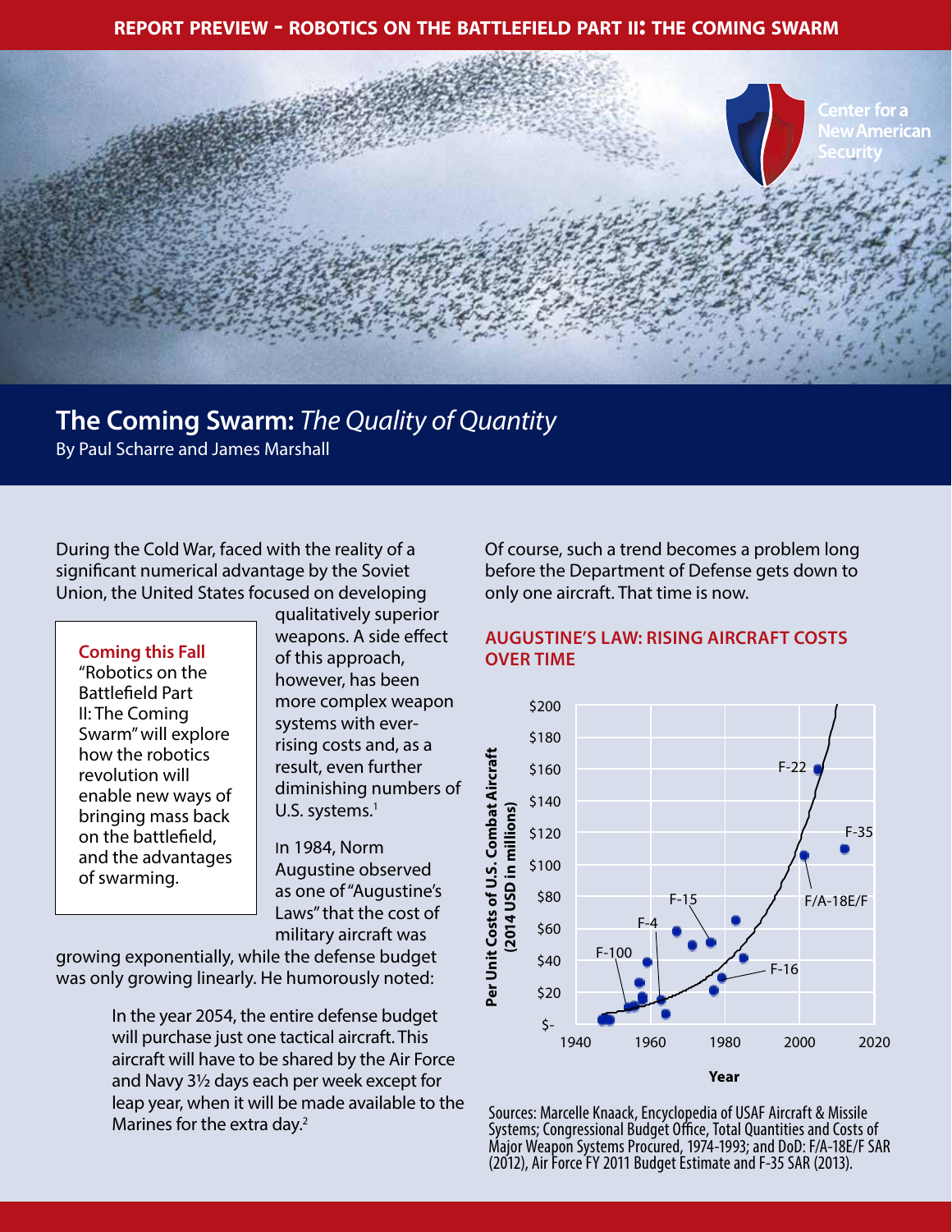REPORT PREVIEW - ROBOTICS ON THE BATTLEFIELD PART II: THE COMING SWARM

Center for a New American Security

# The Coming Swarm: *The Quality of Quantity*

By Paul Scharre and James Marshall

During the Cold War, faced with the reality of a significant numerical advantage by the Soviet Union, the United States focused on developing qualitatively superior weapons. A side effect of this approach, however, has been more complex weapon systems with ever-rising costs and, as a result, even further diminishing numbers of U.S. systems.[1]

> **Coming this Fall**
> "Robotics on the Battlefield Part II: The Coming Swarm" will explore how the robotics revolution will enable new ways of bringing mass back on the battlefield, and the advantages of swarming.

In 1984, Norm Augustine observed as one of "Augustine's Laws" that the cost of military aircraft was growing exponentially, while the defense budget was only growing linearly. He humorously noted:

> In the year 2054, the entire defense budget will purchase just one tactical aircraft. This aircraft will have to be shared by the Air Force and Navy 3½ days each per week except for leap year, when it will be made available to the Marines for the extra day.[2]

Of course, such a trend becomes a problem long before the Department of Defense gets down to only one aircraft. That time is now.

## AUGUSTINE'S LAW: RISING AIRCRAFT COSTS OVER TIME

Sources: Marcelle Knaack, Encyclopedia of USAF Aircraft & Missile Systems; Congressional Budget Office, Total Quantities and Costs of Major Weapon Systems Procured, 1974-1993; and DoD: F/A-18E/F SAR (2012), Air Force FY 2011 Budget Estimate and F-35 SAR (2013).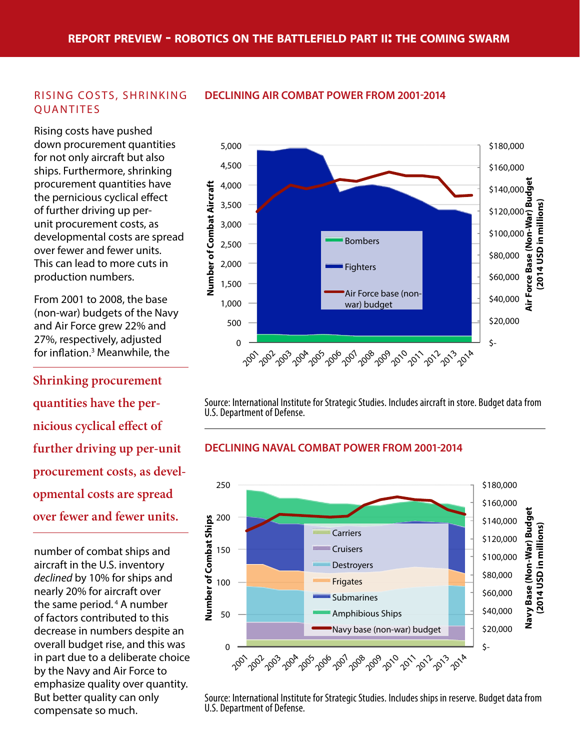## RISING COSTS, SHRINKING QUANTITES

Rising costs have pushed down procurement quantities for not only aircraft but also ships. Furthermore, shrinking procurement quantities have the pernicious cyclical effect of further driving up per-unit procurement costs, as developmental costs are spread over fewer and fewer units. This can lead to more cuts in production numbers.

From 2001 to 2008, the base (non-war) budgets of the Navy and Air Force grew 22% and 27%, respectively, adjusted for inflation.[3] Meanwhile, the number of combat ships and aircraft in the U.S. inventory *declined* by 10% for ships and nearly 20% for aircraft over the same period.[4] A number of factors contributed to this decrease in numbers despite an overall budget rise, and this was in part due to a deliberate choice by the Navy and Air Force to emphasize quality over quantity. But better quality can only compensate so much.

> Shrinking procurement quantities have the pernicious cyclical effect of further driving up per-unit procurement costs, as developmental costs are spread over fewer and fewer units.

### DECLINING AIR COMBAT POWER FROM 2001-2014

Source: International Institute for Strategic Studies. Includes aircraft in store. Budget data from U.S. Department of Defense.

### DECLINING NAVAL COMBAT POWER FROM 2001-2014

Source: International Institute for Strategic Studies. Includes ships in reserve. Budget data from U.S. Department of Defense.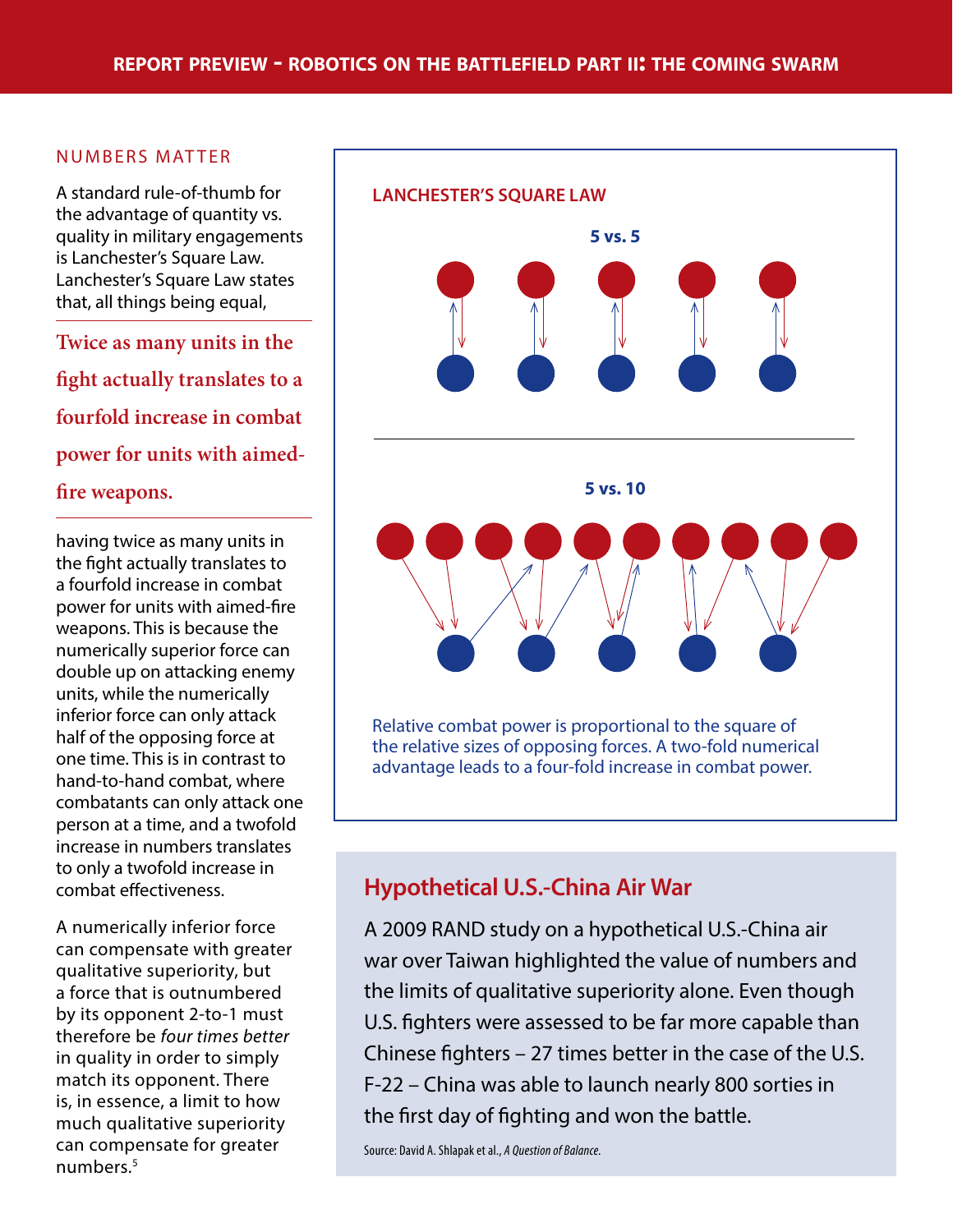## NUMBERS MATTER

A standard rule-of-thumb for the advantage of quantity vs. quality in military engagements is Lanchester's Square Law. Lanchester's Square Law states that, all things being equal,

> **Twice as many units in the fight actually translates to a fourfold increase in combat power for units with aimed-fire weapons.**

having twice as many units in the fight actually translates to a fourfold increase in combat power for units with aimed-fire weapons. This is because the numerically superior force can double up on attacking enemy units, while the numerically inferior force can only attack half of the opposing force at one time. This is in contrast to hand-to-hand combat, where combatants can only attack one person at a time, and a twofold increase in numbers translates to only a twofold increase in combat effectiveness.

A numerically inferior force can compensate with greater qualitative superiority, but a force that is outnumbered by its opponent 2-to-1 must therefore be *four times better* in quality in order to simply match its opponent. There is, in essence, a limit to how much qualitative superiority can compensate for greater numbers.[5]

### LANCHESTER'S SQUARE LAW

**5 vs. 5**

**5 vs. 10**

Relative combat power is proportional to the square of the relative sizes of opposing forces. A two-fold numerical advantage leads to a four-fold increase in combat power.

### Hypothetical U.S.-China Air War

A 2009 RAND study on a hypothetical U.S.-China air war over Taiwan highlighted the value of numbers and the limits of qualitative superiority alone. Even though U.S. fighters were assessed to be far more capable than Chinese fighters – 27 times better in the case of the U.S. F-22 – China was able to launch nearly 800 sorties in the first day of fighting and won the battle.

Source: David A. Shlapak et al., *A Question of Balance.*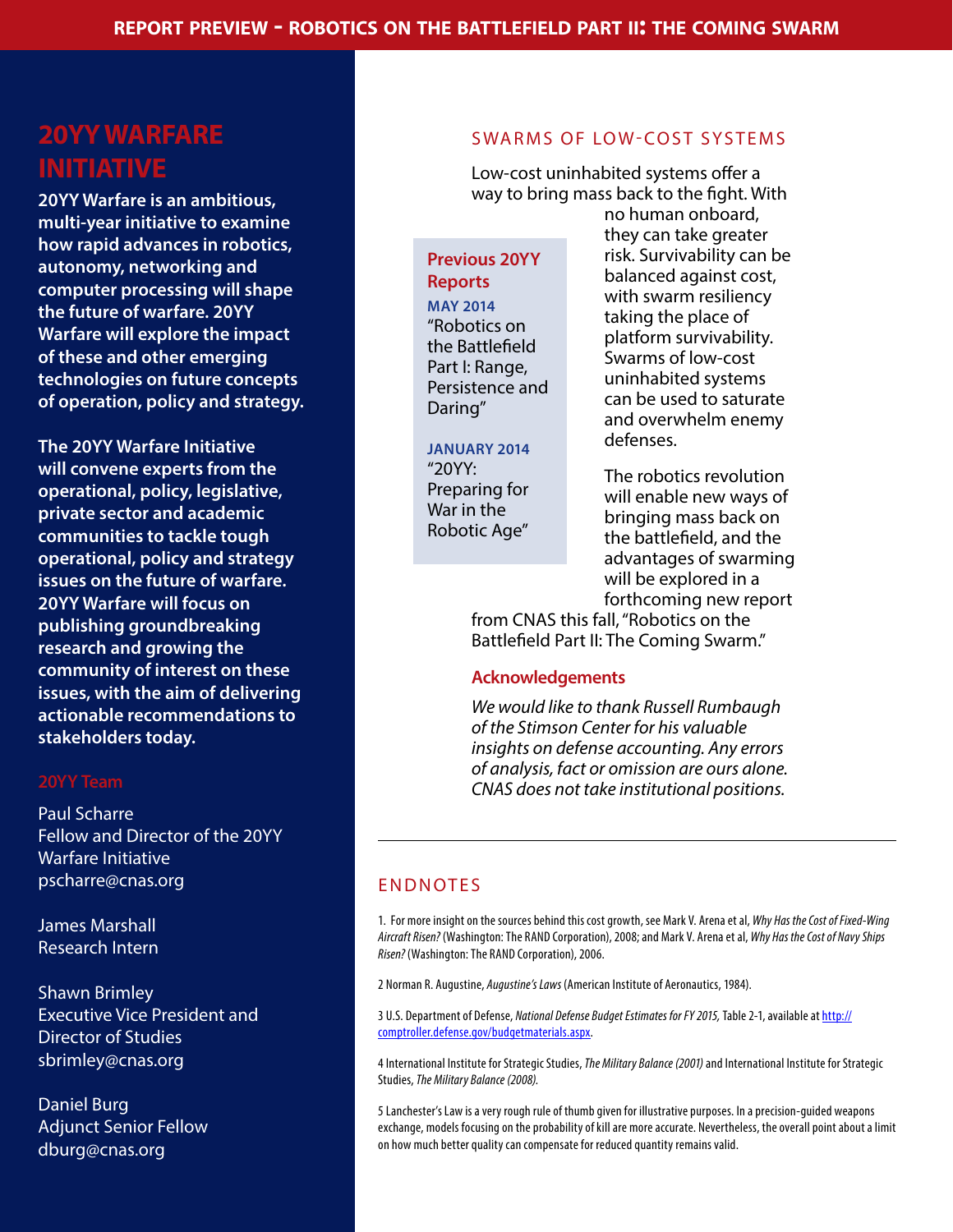## 20YY WARFARE INITIATIVE

**20YY Warfare is an ambitious, multi-year initiative to examine how rapid advances in robotics, autonomy, networking and computer processing will shape the future of warfare. 20YY Warfare will explore the impact of these and other emerging technologies on future concepts of operation, policy and strategy.**

**The 20YY Warfare Initiative will convene experts from the operational, policy, legislative, private sector and academic communities to tackle tough operational, policy and strategy issues on the future of warfare. 20YY Warfare will focus on publishing groundbreaking research and growing the community of interest on these issues, with the aim of delivering actionable recommendations to stakeholders today.**

### 20YY Team

Paul Scharre
Fellow and Director of the 20YY Warfare Initiative
pscharre@cnas.org

James Marshall
Research Intern

Shawn Brimley
Executive Vice President and Director of Studies
sbrimley@cnas.org

Daniel Burg
Adjunct Senior Fellow
dburg@cnas.org

## SWARMS OF LOW-COST SYSTEMS

Low-cost uninhabited systems offer a way to bring mass back to the fight. With no human onboard, they can take greater risk. Survivability can be balanced against cost, with swarm resiliency taking the place of platform survivability. Swarms of low-cost uninhabited systems can be used to saturate and overwhelm enemy defenses.

The robotics revolution will enable new ways of bringing mass back on the battlefield, and the advantages of swarming will be explored in a forthcoming new report from CNAS this fall, "Robotics on the Battlefield Part II: The Coming Swarm."

### Previous 20YY Reports

**MAY 2014**
"Robotics on the Battlefield Part I: Range, Persistence and Daring"

**JANUARY 2014**
"20YY: Preparing for War in the Robotic Age"

### Acknowledgements

*We would like to thank Russell Rumbaugh of the Stimson Center for his valuable insights on defense accounting. Any errors of analysis, fact or omission are ours alone. CNAS does not take institutional positions.*

## ENDNOTES

1. For more insight on the sources behind this cost growth, see Mark V. Arena et al, *Why Has the Cost of Fixed-Wing Aircraft Risen?* (Washington: The RAND Corporation), 2008; and Mark V. Arena et al, *Why Has the Cost of Navy Ships Risen?* (Washington: The RAND Corporation), 2006.

2 Norman R. Augustine, *Augustine's Laws* (American Institute of Aeronautics, 1984).

3 U.S. Department of Defense, *National Defense Budget Estimates for FY 2015,* Table 2-1, available at http://comptroller.defense.gov/budgetmaterials.aspx.

4 International Institute for Strategic Studies, *The Military Balance (2001)* and International Institute for Strategic Studies, *The Military Balance (2008).*

5 Lanchester's Law is a very rough rule of thumb given for illustrative purposes. In a precision-guided weapons exchange, models focusing on the probability of kill are more accurate. Nevertheless, the overall point about a limit on how much better quality can compensate for reduced quantity remains valid.